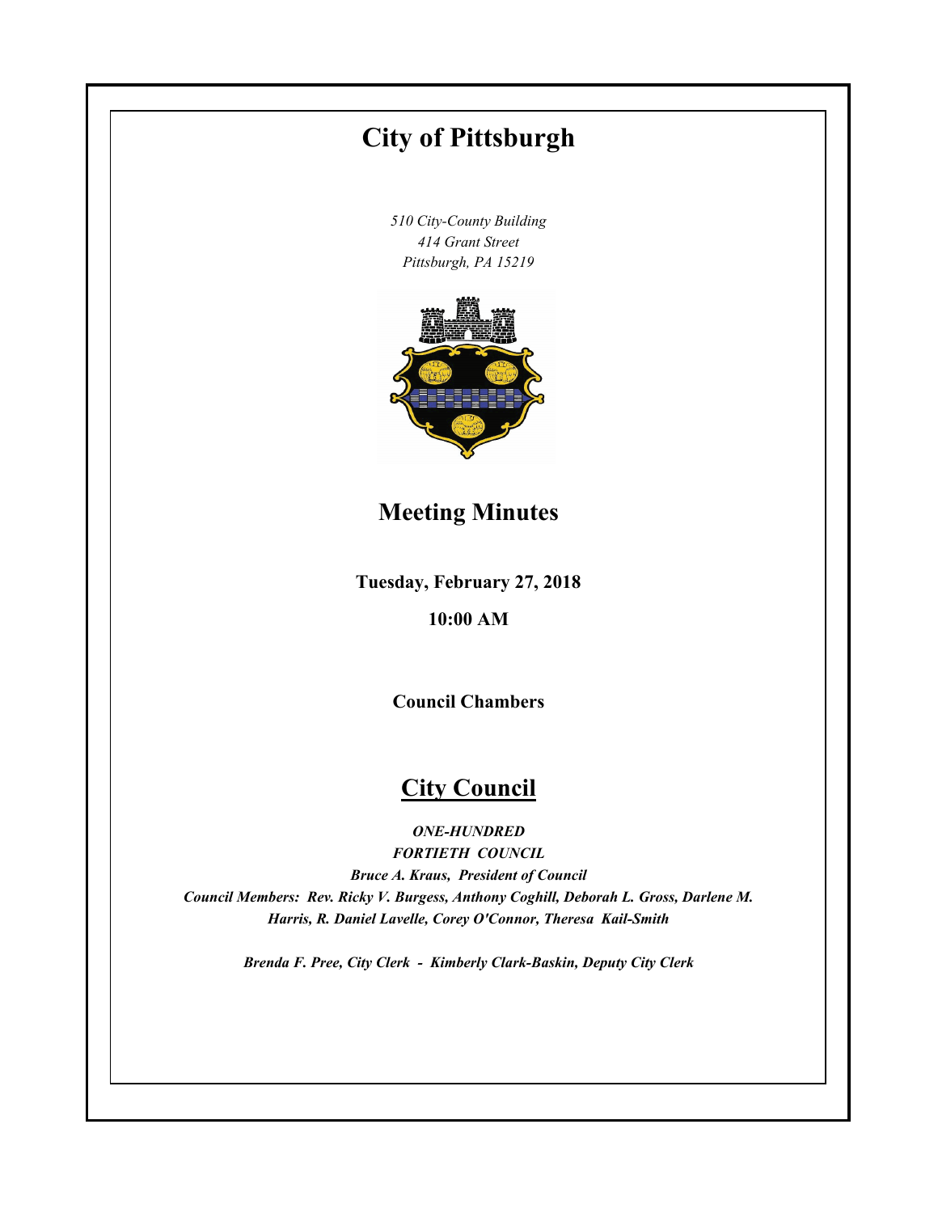# City of Pittsburgh

*510 City-County Building*
*414 Grant Street*
*Pittsburgh, PA 15219*

## Meeting Minutes

**Tuesday, February 27, 2018**

**10:00 AM**

**Council Chambers**

## City Council

***ONE-HUNDRED***
***FORTIETH COUNCIL***
***Bruce A. Kraus, President of Council***
***Council Members: Rev. Ricky V. Burgess, Anthony Coghill, Deborah L. Gross, Darlene M. Harris, R. Daniel Lavelle, Corey O'Connor, Theresa Kail-Smith***

***Brenda F. Pree, City Clerk - Kimberly Clark-Baskin, Deputy City Clerk***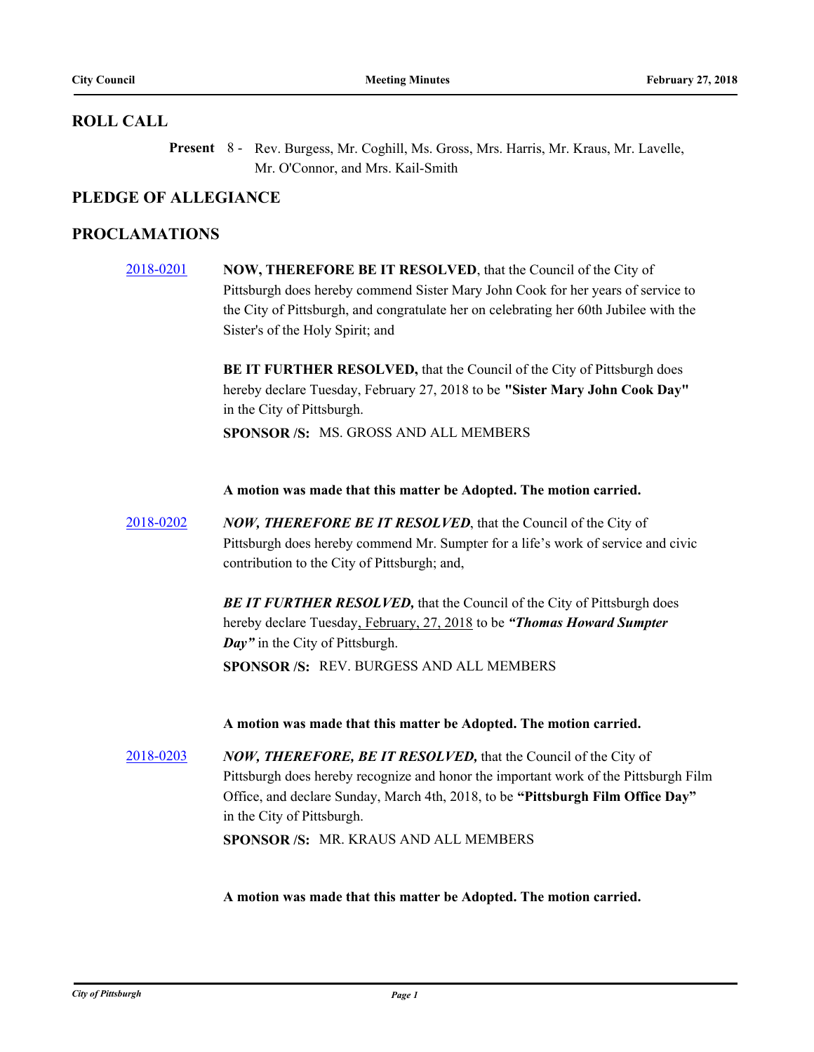## ROLL CALL

**Present** 8 - Rev. Burgess, Mr. Coghill, Ms. Gross, Mrs. Harris, Mr. Kraus, Mr. Lavelle, Mr. O'Connor, and Mrs. Kail-Smith

## PLEDGE OF ALLEGIANCE

## PROCLAMATIONS

2018-0201 **NOW, THEREFORE BE IT RESOLVED**, that the Council of the City of Pittsburgh does hereby commend Sister Mary John Cook for her years of service to the City of Pittsburgh, and congratulate her on celebrating her 60th Jubilee with the Sister's of the Holy Spirit; and

**BE IT FURTHER RESOLVED,** that the Council of the City of Pittsburgh does hereby declare Tuesday, February 27, 2018 to be **"Sister Mary John Cook Day"** in the City of Pittsburgh.

**SPONSOR /S:** MS. GROSS AND ALL MEMBERS

**A motion was made that this matter be Adopted. The motion carried.**

2018-0202 ***NOW, THEREFORE BE IT RESOLVED***, that the Council of the City of Pittsburgh does hereby commend Mr. Sumpter for a life's work of service and civic contribution to the City of Pittsburgh; and,

***BE IT FURTHER RESOLVED,*** that the Council of the City of Pittsburgh does hereby declare Tuesday, February, 27, 2018 to be ***"Thomas Howard Sumpter Day"*** in the City of Pittsburgh.

**SPONSOR /S:** REV. BURGESS AND ALL MEMBERS

**A motion was made that this matter be Adopted. The motion carried.**

2018-0203 ***NOW, THEREFORE, BE IT RESOLVED,*** that the Council of the City of Pittsburgh does hereby recognize and honor the important work of the Pittsburgh Film Office, and declare Sunday, March 4th, 2018, to be **"Pittsburgh Film Office Day"** in the City of Pittsburgh.

**SPONSOR /S:** MR. KRAUS AND ALL MEMBERS

**A motion was made that this matter be Adopted. The motion carried.**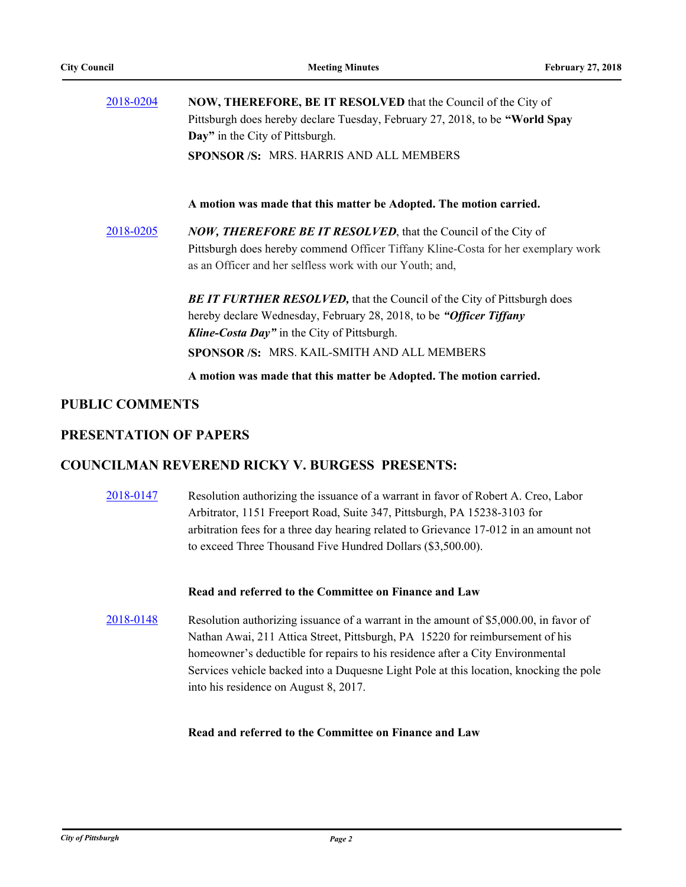2018-0204 **NOW, THEREFORE, BE IT RESOLVED** that the Council of the City of Pittsburgh does hereby declare Tuesday, February 27, 2018, to be **"World Spay Day"** in the City of Pittsburgh.

**SPONSOR /S:** MRS. HARRIS AND ALL MEMBERS

**A motion was made that this matter be Adopted. The motion carried.**

2018-0205 ***NOW, THEREFORE BE IT RESOLVED***, that the Council of the City of Pittsburgh does hereby commend Officer Tiffany Kline-Costa for her exemplary work as an Officer and her selfless work with our Youth; and,

***BE IT FURTHER RESOLVED,*** that the Council of the City of Pittsburgh does hereby declare Wednesday, February 28, 2018, to be ***"Officer Tiffany Kline-Costa Day"*** in the City of Pittsburgh.

**SPONSOR /S:** MRS. KAIL-SMITH AND ALL MEMBERS

**A motion was made that this matter be Adopted. The motion carried.**

## PUBLIC COMMENTS

## PRESENTATION OF PAPERS

## COUNCILMAN REVEREND RICKY V. BURGESS PRESENTS:

2018-0147 Resolution authorizing the issuance of a warrant in favor of Robert A. Creo, Labor Arbitrator, 1151 Freeport Road, Suite 347, Pittsburgh, PA 15238-3103 for arbitration fees for a three day hearing related to Grievance 17-012 in an amount not to exceed Three Thousand Five Hundred Dollars ($3,500.00).

**Read and referred to the Committee on Finance and Law**

2018-0148 Resolution authorizing issuance of a warrant in the amount of $5,000.00, in favor of Nathan Awai, 211 Attica Street, Pittsburgh, PA 15220 for reimbursement of his homeowner's deductible for repairs to his residence after a City Environmental Services vehicle backed into a Duquesne Light Pole at this location, knocking the pole into his residence on August 8, 2017.

**Read and referred to the Committee on Finance and Law**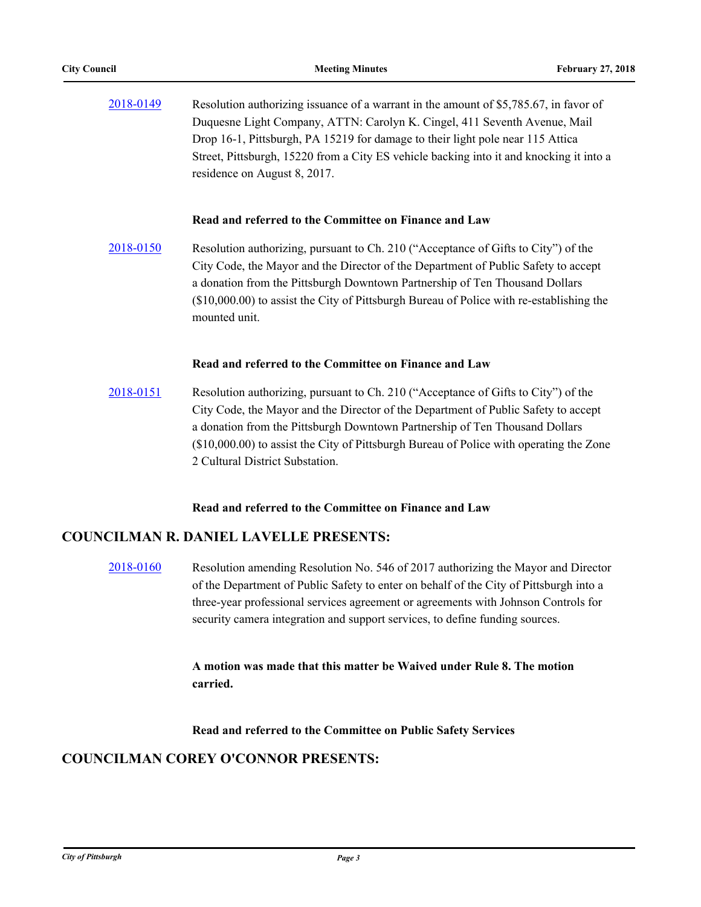2018-0149 Resolution authorizing issuance of a warrant in the amount of $5,785.67, in favor of Duquesne Light Company, ATTN: Carolyn K. Cingel, 411 Seventh Avenue, Mail Drop 16-1, Pittsburgh, PA 15219 for damage to their light pole near 115 Attica Street, Pittsburgh, 15220 from a City ES vehicle backing into it and knocking it into a residence on August 8, 2017.

**Read and referred to the Committee on Finance and Law**

2018-0150 Resolution authorizing, pursuant to Ch. 210 ("Acceptance of Gifts to City") of the City Code, the Mayor and the Director of the Department of Public Safety to accept a donation from the Pittsburgh Downtown Partnership of Ten Thousand Dollars ($10,000.00) to assist the City of Pittsburgh Bureau of Police with re-establishing the mounted unit.

**Read and referred to the Committee on Finance and Law**

2018-0151 Resolution authorizing, pursuant to Ch. 210 ("Acceptance of Gifts to City") of the City Code, the Mayor and the Director of the Department of Public Safety to accept a donation from the Pittsburgh Downtown Partnership of Ten Thousand Dollars ($10,000.00) to assist the City of Pittsburgh Bureau of Police with operating the Zone 2 Cultural District Substation.

**Read and referred to the Committee on Finance and Law**

## COUNCILMAN R. DANIEL LAVELLE PRESENTS:

2018-0160 Resolution amending Resolution No. 546 of 2017 authorizing the Mayor and Director of the Department of Public Safety to enter on behalf of the City of Pittsburgh into a three-year professional services agreement or agreements with Johnson Controls for security camera integration and support services, to define funding sources.

**A motion was made that this matter be Waived under Rule 8. The motion carried.**

**Read and referred to the Committee on Public Safety Services**

## COUNCILMAN COREY O'CONNOR PRESENTS: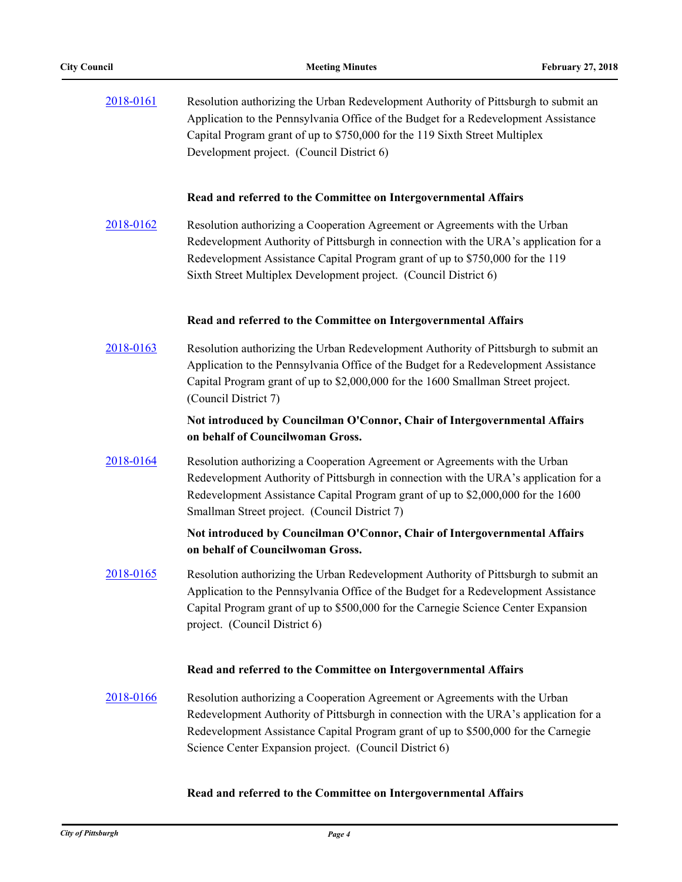2018-0161 Resolution authorizing the Urban Redevelopment Authority of Pittsburgh to submit an Application to the Pennsylvania Office of the Budget for a Redevelopment Assistance Capital Program grant of up to $750,000 for the 119 Sixth Street Multiplex Development project. (Council District 6)

**Read and referred to the Committee on Intergovernmental Affairs**

2018-0162 Resolution authorizing a Cooperation Agreement or Agreements with the Urban Redevelopment Authority of Pittsburgh in connection with the URA's application for a Redevelopment Assistance Capital Program grant of up to $750,000 for the 119 Sixth Street Multiplex Development project. (Council District 6)

**Read and referred to the Committee on Intergovernmental Affairs**

2018-0163 Resolution authorizing the Urban Redevelopment Authority of Pittsburgh to submit an Application to the Pennsylvania Office of the Budget for a Redevelopment Assistance Capital Program grant of up to $2,000,000 for the 1600 Smallman Street project. (Council District 7)

**Not introduced by Councilman O'Connor, Chair of Intergovernmental Affairs on behalf of Councilwoman Gross.**

2018-0164 Resolution authorizing a Cooperation Agreement or Agreements with the Urban Redevelopment Authority of Pittsburgh in connection with the URA's application for a Redevelopment Assistance Capital Program grant of up to $2,000,000 for the 1600 Smallman Street project. (Council District 7)

**Not introduced by Councilman O'Connor, Chair of Intergovernmental Affairs on behalf of Councilwoman Gross.**

2018-0165 Resolution authorizing the Urban Redevelopment Authority of Pittsburgh to submit an Application to the Pennsylvania Office of the Budget for a Redevelopment Assistance Capital Program grant of up to $500,000 for the Carnegie Science Center Expansion project. (Council District 6)

**Read and referred to the Committee on Intergovernmental Affairs**

2018-0166 Resolution authorizing a Cooperation Agreement or Agreements with the Urban Redevelopment Authority of Pittsburgh in connection with the URA's application for a Redevelopment Assistance Capital Program grant of up to $500,000 for the Carnegie Science Center Expansion project. (Council District 6)

**Read and referred to the Committee on Intergovernmental Affairs**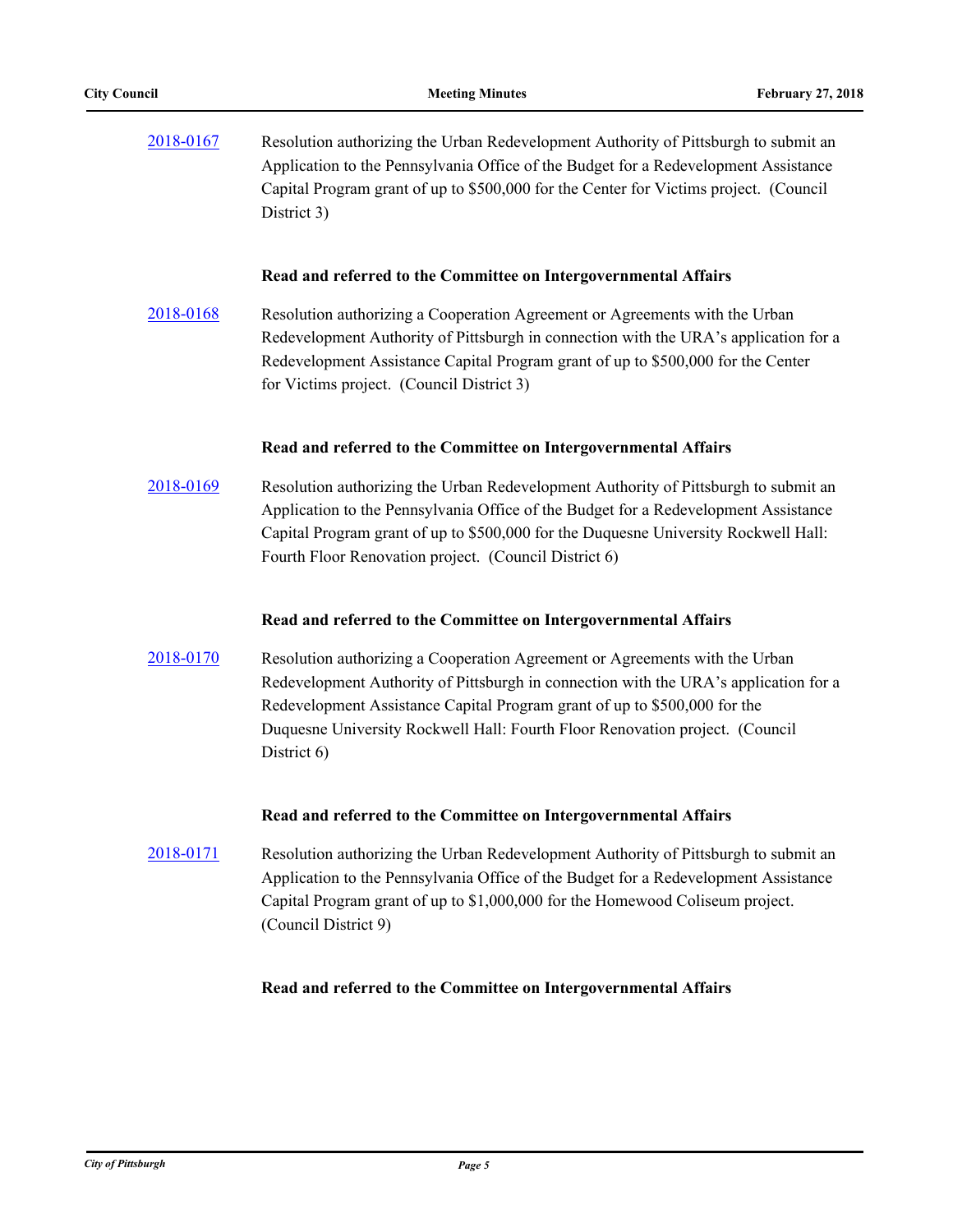2018-0167 Resolution authorizing the Urban Redevelopment Authority of Pittsburgh to submit an Application to the Pennsylvania Office of the Budget for a Redevelopment Assistance Capital Program grant of up to $500,000 for the Center for Victims project. (Council District 3)

**Read and referred to the Committee on Intergovernmental Affairs**

2018-0168 Resolution authorizing a Cooperation Agreement or Agreements with the Urban Redevelopment Authority of Pittsburgh in connection with the URA's application for a Redevelopment Assistance Capital Program grant of up to $500,000 for the Center for Victims project. (Council District 3)

**Read and referred to the Committee on Intergovernmental Affairs**

2018-0169 Resolution authorizing the Urban Redevelopment Authority of Pittsburgh to submit an Application to the Pennsylvania Office of the Budget for a Redevelopment Assistance Capital Program grant of up to $500,000 for the Duquesne University Rockwell Hall: Fourth Floor Renovation project. (Council District 6)

**Read and referred to the Committee on Intergovernmental Affairs**

2018-0170 Resolution authorizing a Cooperation Agreement or Agreements with the Urban Redevelopment Authority of Pittsburgh in connection with the URA's application for a Redevelopment Assistance Capital Program grant of up to $500,000 for the Duquesne University Rockwell Hall: Fourth Floor Renovation project. (Council District 6)

**Read and referred to the Committee on Intergovernmental Affairs**

2018-0171 Resolution authorizing the Urban Redevelopment Authority of Pittsburgh to submit an Application to the Pennsylvania Office of the Budget for a Redevelopment Assistance Capital Program grant of up to $1,000,000 for the Homewood Coliseum project. (Council District 9)

**Read and referred to the Committee on Intergovernmental Affairs**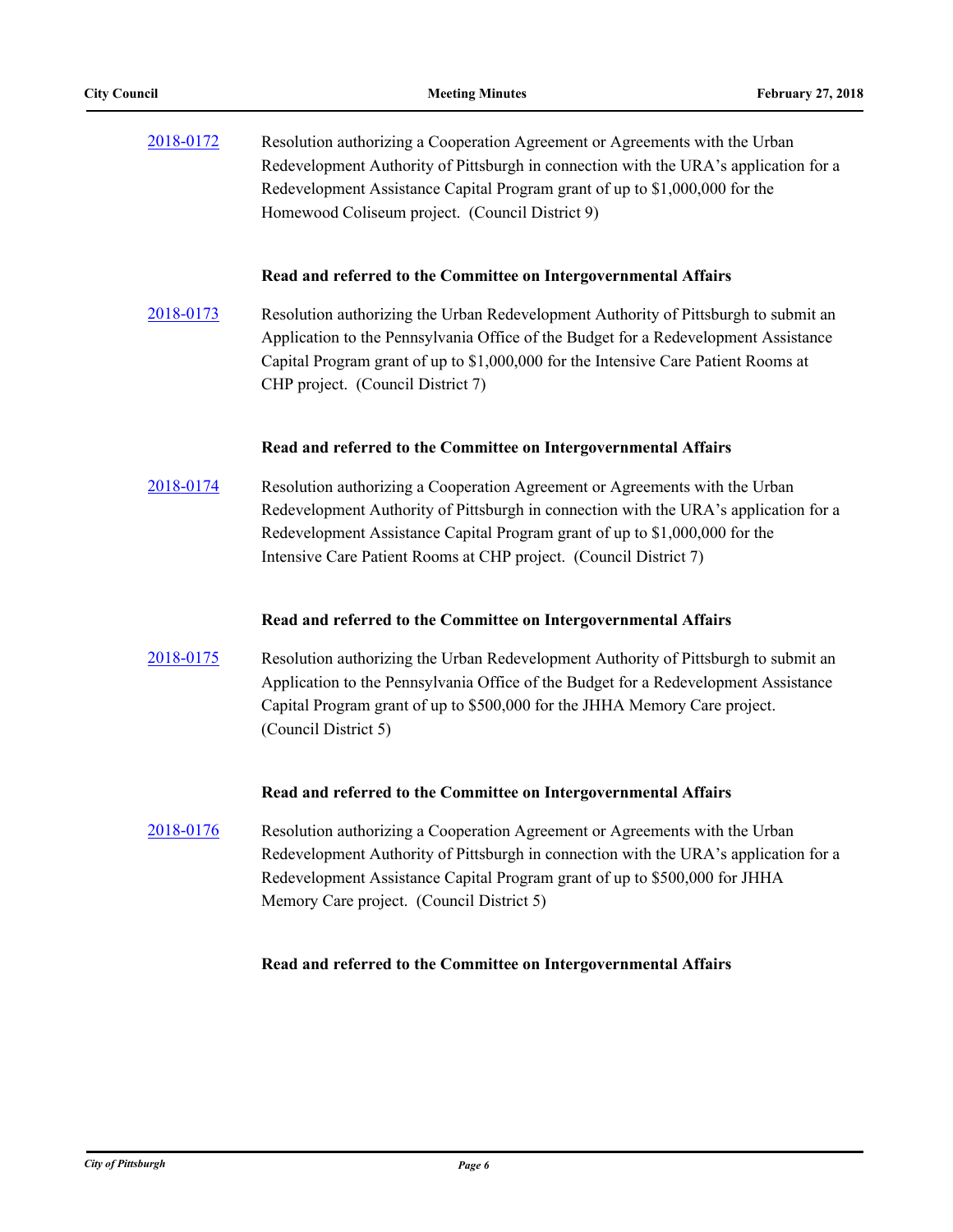2018-0172 Resolution authorizing a Cooperation Agreement or Agreements with the Urban Redevelopment Authority of Pittsburgh in connection with the URA's application for a Redevelopment Assistance Capital Program grant of up to $1,000,000 for the Homewood Coliseum project. (Council District 9)

**Read and referred to the Committee on Intergovernmental Affairs**

2018-0173 Resolution authorizing the Urban Redevelopment Authority of Pittsburgh to submit an Application to the Pennsylvania Office of the Budget for a Redevelopment Assistance Capital Program grant of up to $1,000,000 for the Intensive Care Patient Rooms at CHP project. (Council District 7)

**Read and referred to the Committee on Intergovernmental Affairs**

2018-0174 Resolution authorizing a Cooperation Agreement or Agreements with the Urban Redevelopment Authority of Pittsburgh in connection with the URA's application for a Redevelopment Assistance Capital Program grant of up to $1,000,000 for the Intensive Care Patient Rooms at CHP project. (Council District 7)

**Read and referred to the Committee on Intergovernmental Affairs**

2018-0175 Resolution authorizing the Urban Redevelopment Authority of Pittsburgh to submit an Application to the Pennsylvania Office of the Budget for a Redevelopment Assistance Capital Program grant of up to $500,000 for the JHHA Memory Care project. (Council District 5)

**Read and referred to the Committee on Intergovernmental Affairs**

2018-0176 Resolution authorizing a Cooperation Agreement or Agreements with the Urban Redevelopment Authority of Pittsburgh in connection with the URA's application for a Redevelopment Assistance Capital Program grant of up to $500,000 for JHHA Memory Care project. (Council District 5)

**Read and referred to the Committee on Intergovernmental Affairs**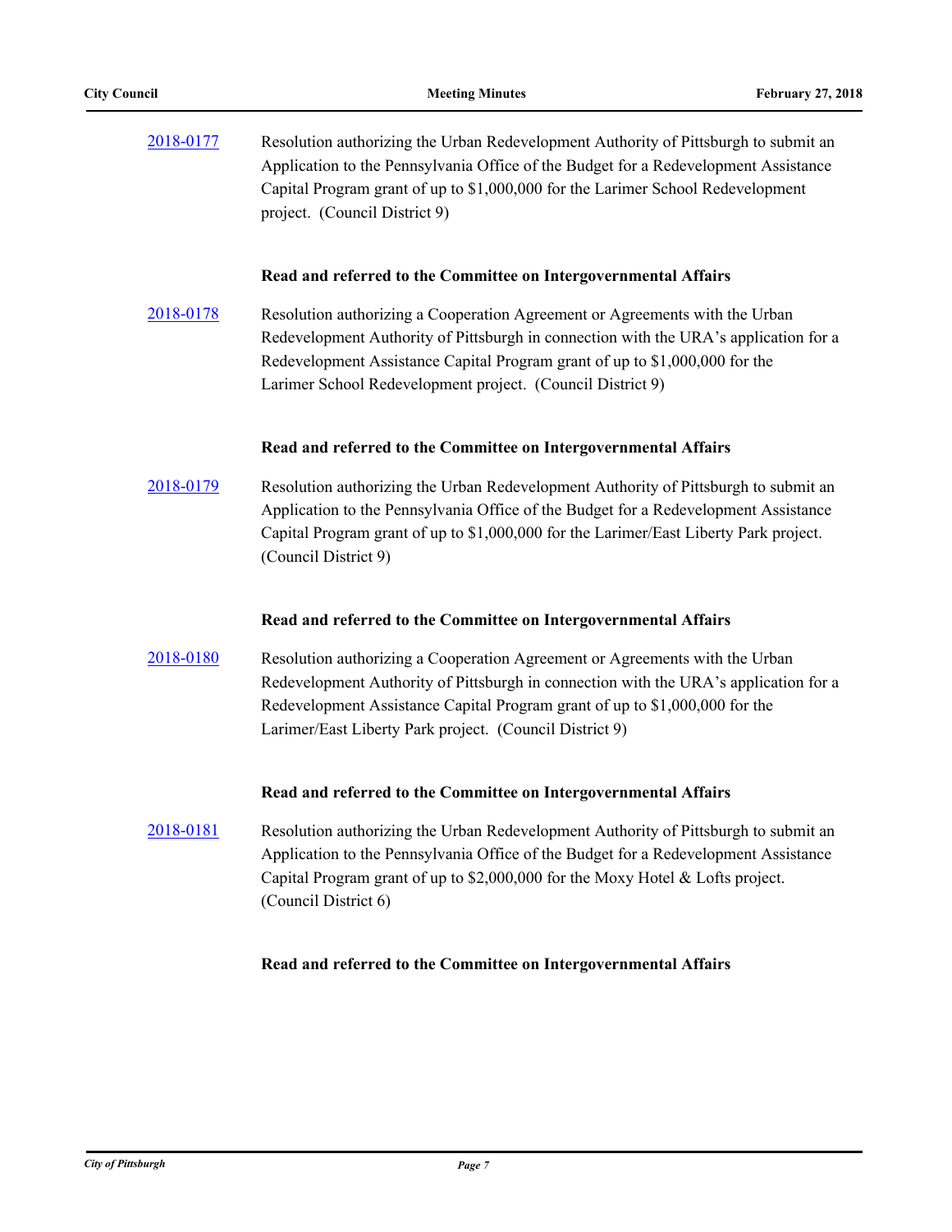2018-0177 Resolution authorizing the Urban Redevelopment Authority of Pittsburgh to submit an Application to the Pennsylvania Office of the Budget for a Redevelopment Assistance Capital Program grant of up to $1,000,000 for the Larimer School Redevelopment project. (Council District 9)

**Read and referred to the Committee on Intergovernmental Affairs**

2018-0178 Resolution authorizing a Cooperation Agreement or Agreements with the Urban Redevelopment Authority of Pittsburgh in connection with the URA's application for a Redevelopment Assistance Capital Program grant of up to $1,000,000 for the Larimer School Redevelopment project. (Council District 9)

**Read and referred to the Committee on Intergovernmental Affairs**

2018-0179 Resolution authorizing the Urban Redevelopment Authority of Pittsburgh to submit an Application to the Pennsylvania Office of the Budget for a Redevelopment Assistance Capital Program grant of up to $1,000,000 for the Larimer/East Liberty Park project. (Council District 9)

**Read and referred to the Committee on Intergovernmental Affairs**

2018-0180 Resolution authorizing a Cooperation Agreement or Agreements with the Urban Redevelopment Authority of Pittsburgh in connection with the URA's application for a Redevelopment Assistance Capital Program grant of up to $1,000,000 for the Larimer/East Liberty Park project. (Council District 9)

**Read and referred to the Committee on Intergovernmental Affairs**

2018-0181 Resolution authorizing the Urban Redevelopment Authority of Pittsburgh to submit an Application to the Pennsylvania Office of the Budget for a Redevelopment Assistance Capital Program grant of up to $2,000,000 for the Moxy Hotel & Lofts project. (Council District 6)

**Read and referred to the Committee on Intergovernmental Affairs**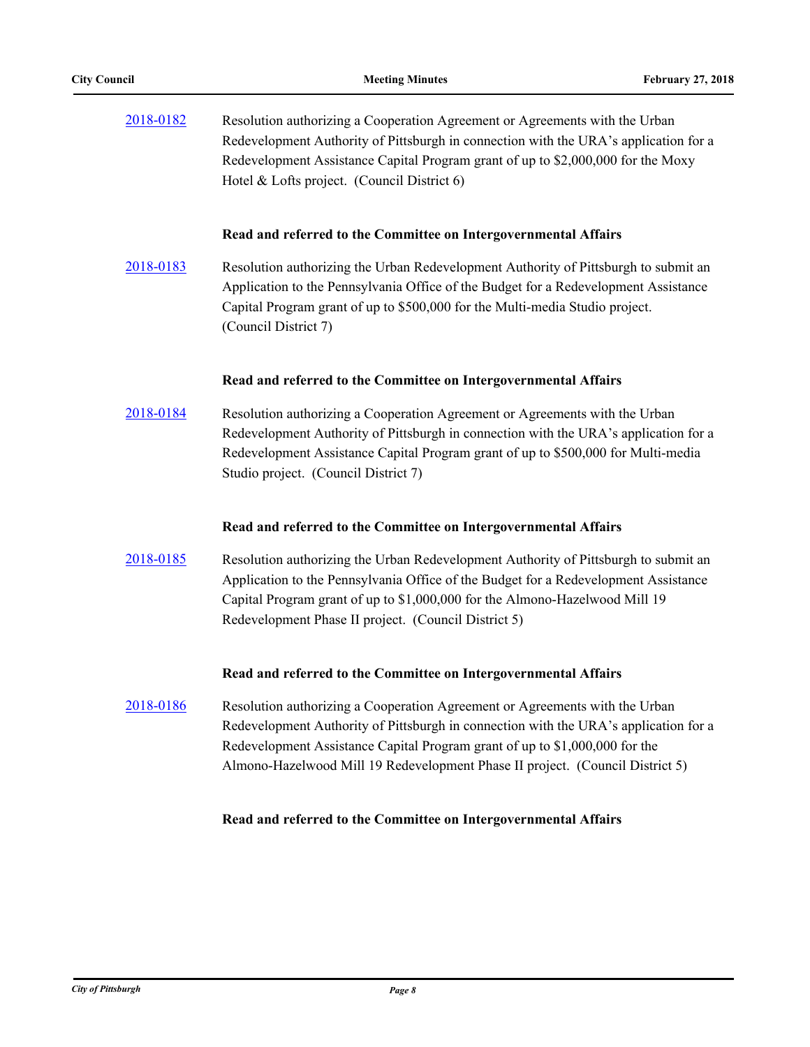2018-0182 Resolution authorizing a Cooperation Agreement or Agreements with the Urban Redevelopment Authority of Pittsburgh in connection with the URA's application for a Redevelopment Assistance Capital Program grant of up to $2,000,000 for the Moxy Hotel & Lofts project. (Council District 6)

**Read and referred to the Committee on Intergovernmental Affairs**

2018-0183 Resolution authorizing the Urban Redevelopment Authority of Pittsburgh to submit an Application to the Pennsylvania Office of the Budget for a Redevelopment Assistance Capital Program grant of up to $500,000 for the Multi-media Studio project. (Council District 7)

**Read and referred to the Committee on Intergovernmental Affairs**

2018-0184 Resolution authorizing a Cooperation Agreement or Agreements with the Urban Redevelopment Authority of Pittsburgh in connection with the URA's application for a Redevelopment Assistance Capital Program grant of up to $500,000 for Multi-media Studio project. (Council District 7)

**Read and referred to the Committee on Intergovernmental Affairs**

2018-0185 Resolution authorizing the Urban Redevelopment Authority of Pittsburgh to submit an Application to the Pennsylvania Office of the Budget for a Redevelopment Assistance Capital Program grant of up to $1,000,000 for the Almono-Hazelwood Mill 19 Redevelopment Phase II project. (Council District 5)

**Read and referred to the Committee on Intergovernmental Affairs**

2018-0186 Resolution authorizing a Cooperation Agreement or Agreements with the Urban Redevelopment Authority of Pittsburgh in connection with the URA's application for a Redevelopment Assistance Capital Program grant of up to $1,000,000 for the Almono-Hazelwood Mill 19 Redevelopment Phase II project. (Council District 5)

**Read and referred to the Committee on Intergovernmental Affairs**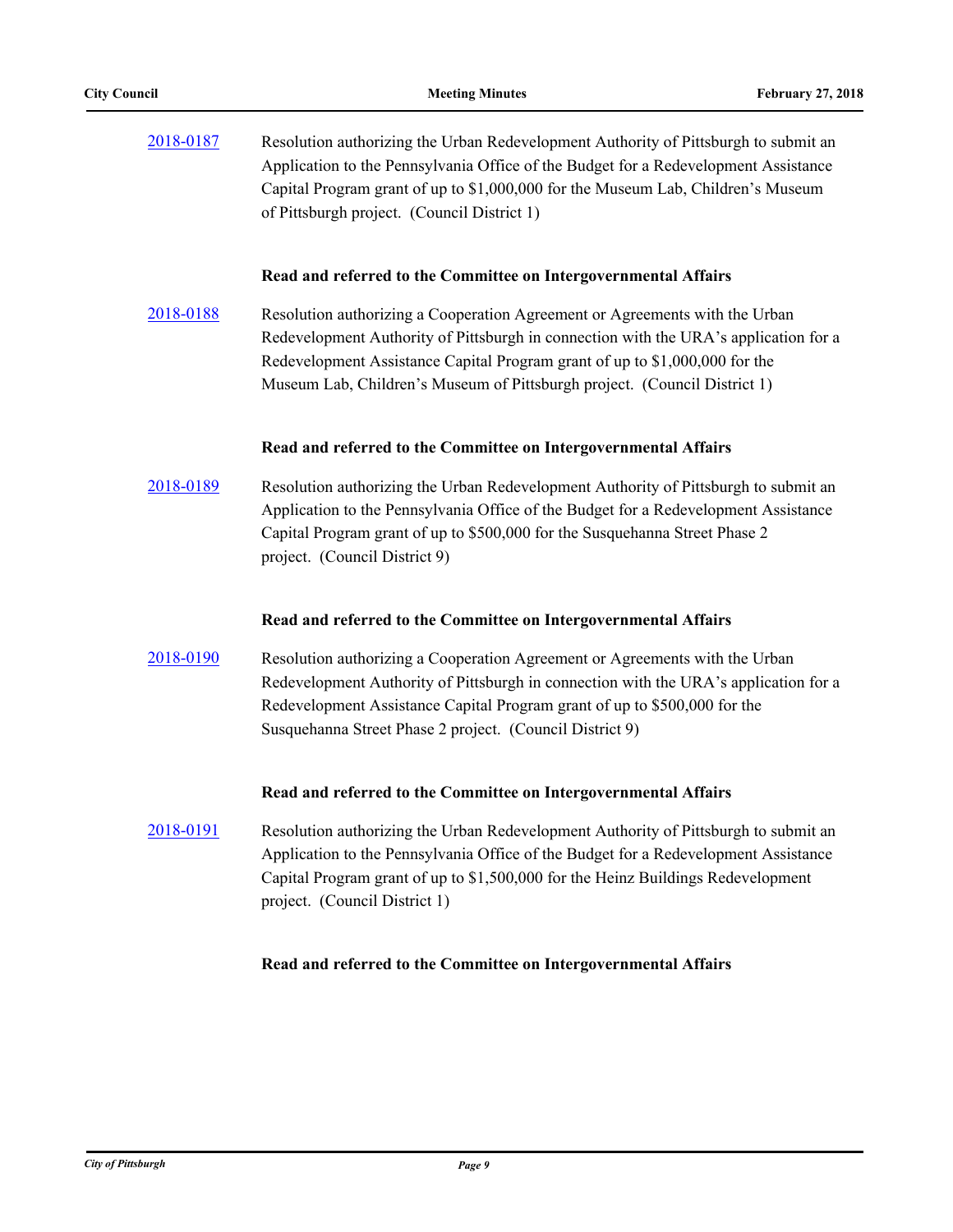[2018-0187](#) Resolution authorizing the Urban Redevelopment Authority of Pittsburgh to submit an Application to the Pennsylvania Office of the Budget for a Redevelopment Assistance Capital Program grant of up to $1,000,000 for the Museum Lab, Children's Museum of Pittsburgh project. (Council District 1)

**Read and referred to the Committee on Intergovernmental Affairs**

[2018-0188](#) Resolution authorizing a Cooperation Agreement or Agreements with the Urban Redevelopment Authority of Pittsburgh in connection with the URA's application for a Redevelopment Assistance Capital Program grant of up to $1,000,000 for the Museum Lab, Children's Museum of Pittsburgh project. (Council District 1)

**Read and referred to the Committee on Intergovernmental Affairs**

[2018-0189](#) Resolution authorizing the Urban Redevelopment Authority of Pittsburgh to submit an Application to the Pennsylvania Office of the Budget for a Redevelopment Assistance Capital Program grant of up to $500,000 for the Susquehanna Street Phase 2 project. (Council District 9)

**Read and referred to the Committee on Intergovernmental Affairs**

[2018-0190](#) Resolution authorizing a Cooperation Agreement or Agreements with the Urban Redevelopment Authority of Pittsburgh in connection with the URA's application for a Redevelopment Assistance Capital Program grant of up to $500,000 for the Susquehanna Street Phase 2 project. (Council District 9)

**Read and referred to the Committee on Intergovernmental Affairs**

[2018-0191](#) Resolution authorizing the Urban Redevelopment Authority of Pittsburgh to submit an Application to the Pennsylvania Office of the Budget for a Redevelopment Assistance Capital Program grant of up to $1,500,000 for the Heinz Buildings Redevelopment project. (Council District 1)

**Read and referred to the Committee on Intergovernmental Affairs**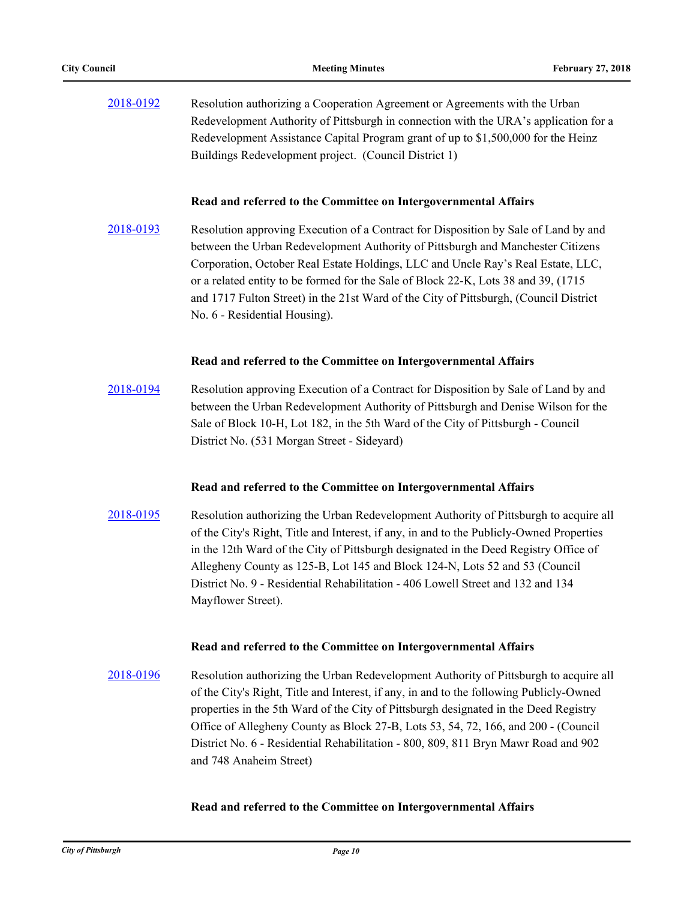2018-0192 Resolution authorizing a Cooperation Agreement or Agreements with the Urban Redevelopment Authority of Pittsburgh in connection with the URA's application for a Redevelopment Assistance Capital Program grant of up to $1,500,000 for the Heinz Buildings Redevelopment project. (Council District 1)

**Read and referred to the Committee on Intergovernmental Affairs**

2018-0193 Resolution approving Execution of a Contract for Disposition by Sale of Land by and between the Urban Redevelopment Authority of Pittsburgh and Manchester Citizens Corporation, October Real Estate Holdings, LLC and Uncle Ray's Real Estate, LLC, or a related entity to be formed for the Sale of Block 22-K, Lots 38 and 39, (1715 and 1717 Fulton Street) in the 21st Ward of the City of Pittsburgh, (Council District No. 6 - Residential Housing).

**Read and referred to the Committee on Intergovernmental Affairs**

2018-0194 Resolution approving Execution of a Contract for Disposition by Sale of Land by and between the Urban Redevelopment Authority of Pittsburgh and Denise Wilson for the Sale of Block 10-H, Lot 182, in the 5th Ward of the City of Pittsburgh - Council District No. (531 Morgan Street - Sideyard)

**Read and referred to the Committee on Intergovernmental Affairs**

2018-0195 Resolution authorizing the Urban Redevelopment Authority of Pittsburgh to acquire all of the City's Right, Title and Interest, if any, in and to the Publicly-Owned Properties in the 12th Ward of the City of Pittsburgh designated in the Deed Registry Office of Allegheny County as 125-B, Lot 145 and Block 124-N, Lots 52 and 53 (Council District No. 9 - Residential Rehabilitation - 406 Lowell Street and 132 and 134 Mayflower Street).

**Read and referred to the Committee on Intergovernmental Affairs**

2018-0196 Resolution authorizing the Urban Redevelopment Authority of Pittsburgh to acquire all of the City's Right, Title and Interest, if any, in and to the following Publicly-Owned properties in the 5th Ward of the City of Pittsburgh designated in the Deed Registry Office of Allegheny County as Block 27-B, Lots 53, 54, 72, 166, and 200 - (Council District No. 6 - Residential Rehabilitation - 800, 809, 811 Bryn Mawr Road and 902 and 748 Anaheim Street)

**Read and referred to the Committee on Intergovernmental Affairs**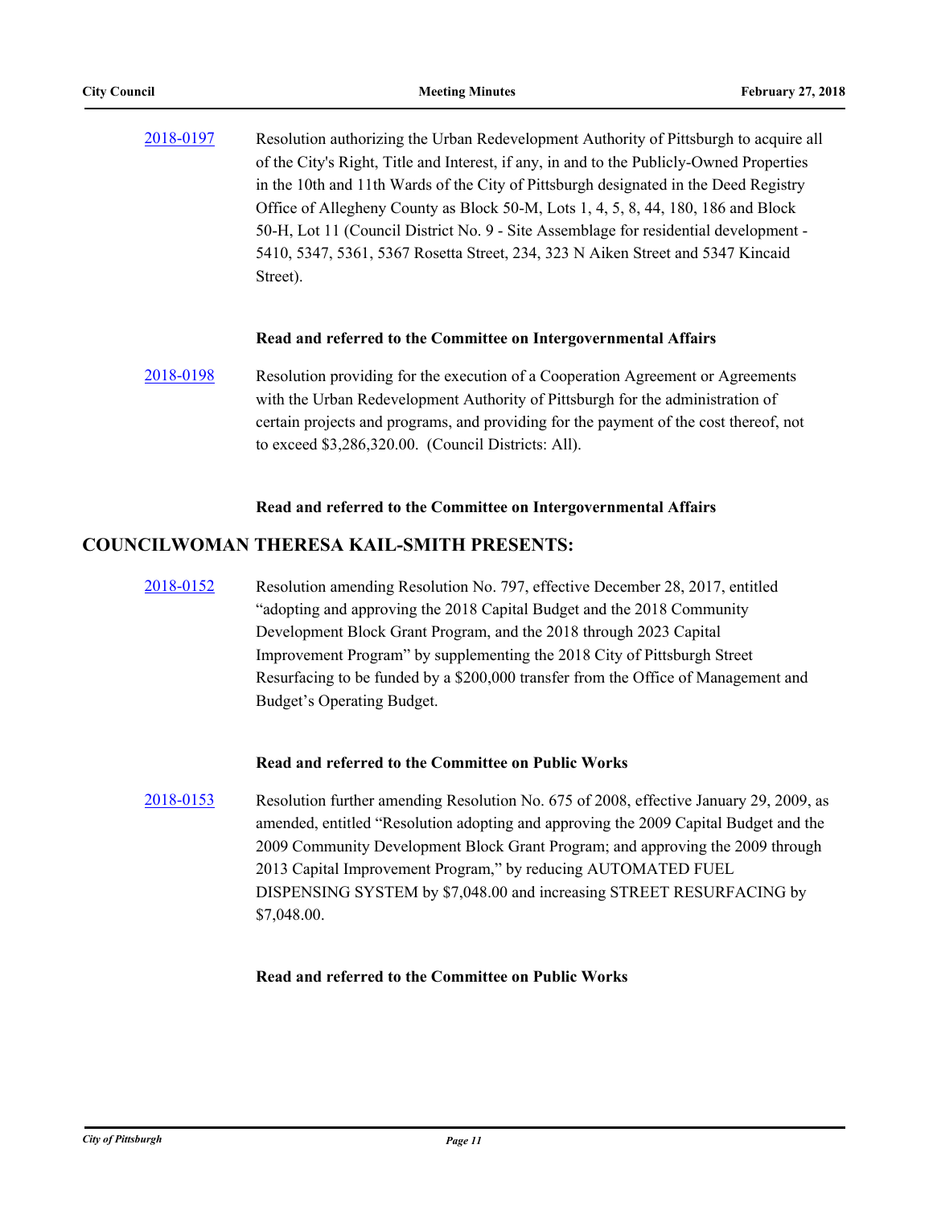2018-0197 Resolution authorizing the Urban Redevelopment Authority of Pittsburgh to acquire all of the City's Right, Title and Interest, if any, in and to the Publicly-Owned Properties in the 10th and 11th Wards of the City of Pittsburgh designated in the Deed Registry Office of Allegheny County as Block 50-M, Lots 1, 4, 5, 8, 44, 180, 186 and Block 50-H, Lot 11 (Council District No. 9 - Site Assemblage for residential development - 5410, 5347, 5361, 5367 Rosetta Street, 234, 323 N Aiken Street and 5347 Kincaid Street).

**Read and referred to the Committee on Intergovernmental Affairs**

2018-0198 Resolution providing for the execution of a Cooperation Agreement or Agreements with the Urban Redevelopment Authority of Pittsburgh for the administration of certain projects and programs, and providing for the payment of the cost thereof, not to exceed $3,286,320.00. (Council Districts: All).

**Read and referred to the Committee on Intergovernmental Affairs**

## COUNCILWOMAN THERESA KAIL-SMITH PRESENTS:

2018-0152 Resolution amending Resolution No. 797, effective December 28, 2017, entitled "adopting and approving the 2018 Capital Budget and the 2018 Community Development Block Grant Program, and the 2018 through 2023 Capital Improvement Program" by supplementing the 2018 City of Pittsburgh Street Resurfacing to be funded by a $200,000 transfer from the Office of Management and Budget's Operating Budget.

**Read and referred to the Committee on Public Works**

2018-0153 Resolution further amending Resolution No. 675 of 2008, effective January 29, 2009, as amended, entitled "Resolution adopting and approving the 2009 Capital Budget and the 2009 Community Development Block Grant Program; and approving the 2009 through 2013 Capital Improvement Program," by reducing AUTOMATED FUEL DISPENSING SYSTEM by $7,048.00 and increasing STREET RESURFACING by $7,048.00.

**Read and referred to the Committee on Public Works**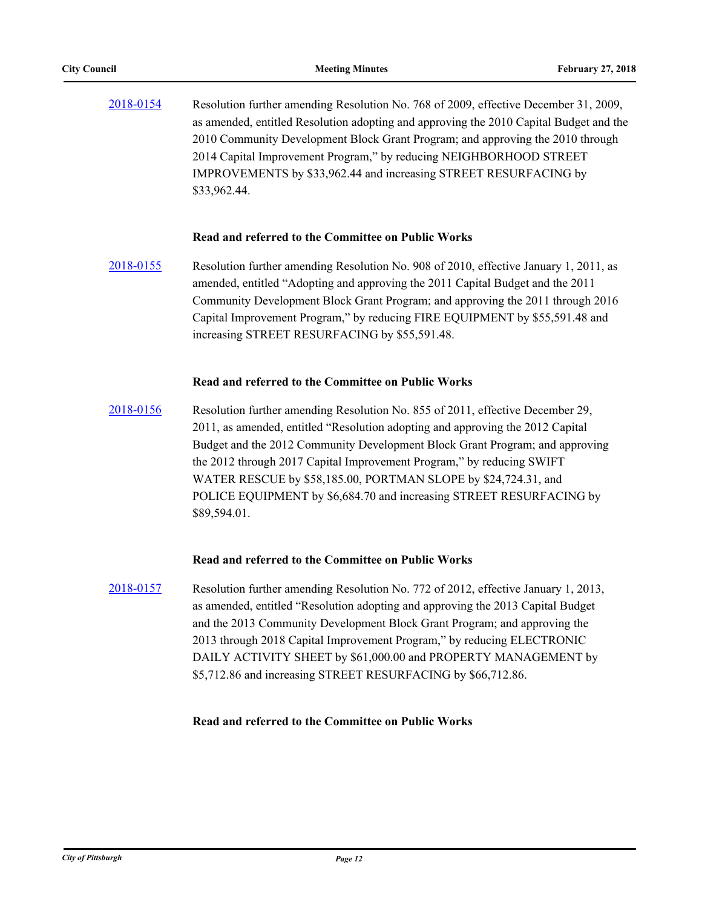2018-0154 Resolution further amending Resolution No. 768 of 2009, effective December 31, 2009, as amended, entitled Resolution adopting and approving the 2010 Capital Budget and the 2010 Community Development Block Grant Program; and approving the 2010 through 2014 Capital Improvement Program," by reducing NEIGHBORHOOD STREET IMPROVEMENTS by $33,962.44 and increasing STREET RESURFACING by $33,962.44.

**Read and referred to the Committee on Public Works**

2018-0155 Resolution further amending Resolution No. 908 of 2010, effective January 1, 2011, as amended, entitled "Adopting and approving the 2011 Capital Budget and the 2011 Community Development Block Grant Program; and approving the 2011 through 2016 Capital Improvement Program," by reducing FIRE EQUIPMENT by $55,591.48 and increasing STREET RESURFACING by $55,591.48.

**Read and referred to the Committee on Public Works**

2018-0156 Resolution further amending Resolution No. 855 of 2011, effective December 29, 2011, as amended, entitled "Resolution adopting and approving the 2012 Capital Budget and the 2012 Community Development Block Grant Program; and approving the 2012 through 2017 Capital Improvement Program," by reducing SWIFT WATER RESCUE by $58,185.00, PORTMAN SLOPE by $24,724.31, and POLICE EQUIPMENT by $6,684.70 and increasing STREET RESURFACING by $89,594.01.

**Read and referred to the Committee on Public Works**

2018-0157 Resolution further amending Resolution No. 772 of 2012, effective January 1, 2013, as amended, entitled "Resolution adopting and approving the 2013 Capital Budget and the 2013 Community Development Block Grant Program; and approving the 2013 through 2018 Capital Improvement Program," by reducing ELECTRONIC DAILY ACTIVITY SHEET by $61,000.00 and PROPERTY MANAGEMENT by $5,712.86 and increasing STREET RESURFACING by $66,712.86.

**Read and referred to the Committee on Public Works**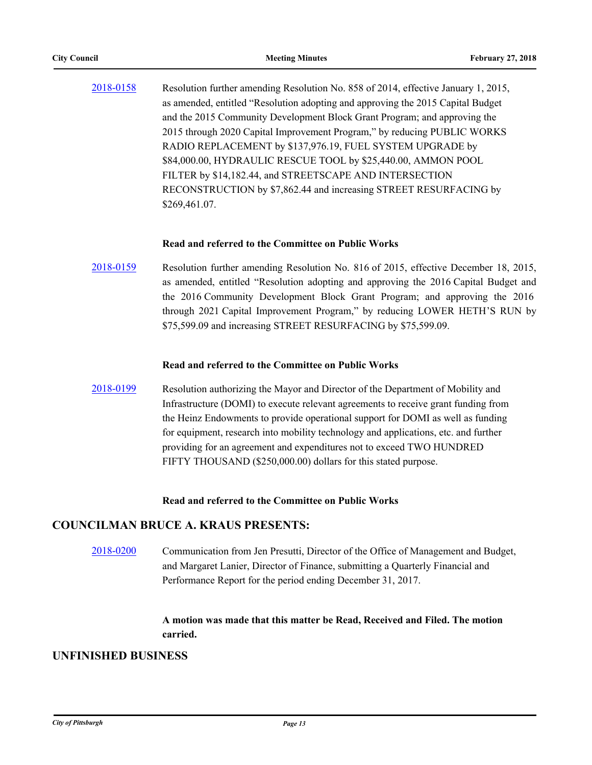[2018-0158](#) Resolution further amending Resolution No. 858 of 2014, effective January 1, 2015, as amended, entitled "Resolution adopting and approving the 2015 Capital Budget and the 2015 Community Development Block Grant Program; and approving the 2015 through 2020 Capital Improvement Program," by reducing PUBLIC WORKS RADIO REPLACEMENT by $137,976.19, FUEL SYSTEM UPGRADE by $84,000.00, HYDRAULIC RESCUE TOOL by $25,440.00, AMMON POOL FILTER by $14,182.44, and STREETSCAPE AND INTERSECTION RECONSTRUCTION by $7,862.44 and increasing STREET RESURFACING by $269,461.07.

**Read and referred to the Committee on Public Works**

[2018-0159](#) Resolution further amending Resolution No. 816 of 2015, effective December 18, 2015, as amended, entitled "Resolution adopting and approving the 2016 Capital Budget and the 2016 Community Development Block Grant Program; and approving the 2016 through 2021 Capital Improvement Program," by reducing LOWER HETH'S RUN by $75,599.09 and increasing STREET RESURFACING by $75,599.09.

**Read and referred to the Committee on Public Works**

[2018-0199](#) Resolution authorizing the Mayor and Director of the Department of Mobility and Infrastructure (DOMI) to execute relevant agreements to receive grant funding from the Heinz Endowments to provide operational support for DOMI as well as funding for equipment, research into mobility technology and applications, etc. and further providing for an agreement and expenditures not to exceed TWO HUNDRED FIFTY THOUSAND ($250,000.00) dollars for this stated purpose.

**Read and referred to the Committee on Public Works**

## COUNCILMAN BRUCE A. KRAUS PRESENTS:

[2018-0200](#) Communication from Jen Presutti, Director of the Office of Management and Budget, and Margaret Lanier, Director of Finance, submitting a Quarterly Financial and Performance Report for the period ending December 31, 2017.

**A motion was made that this matter be Read, Received and Filed. The motion carried.**

## UNFINISHED BUSINESS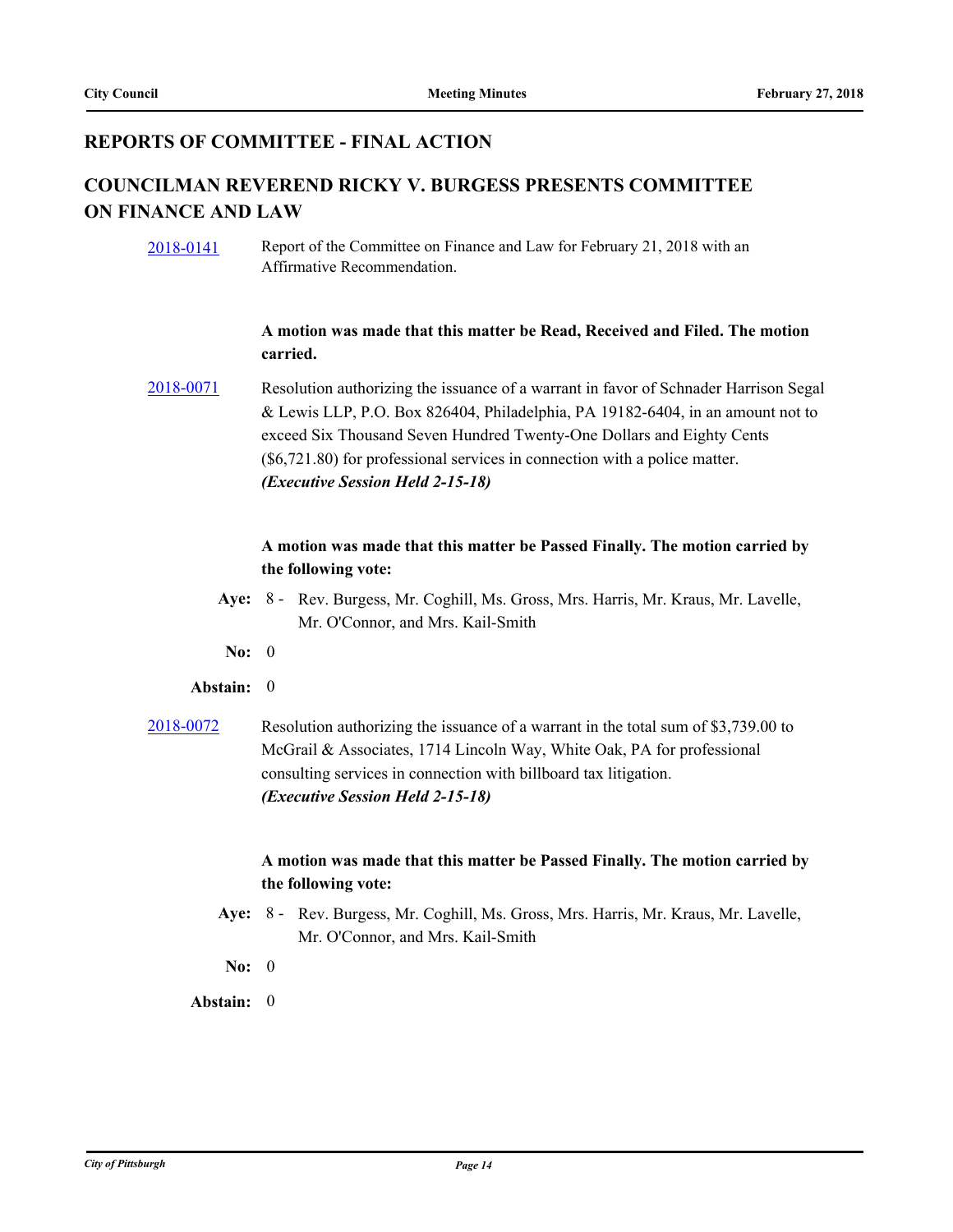## REPORTS OF COMMITTEE - FINAL ACTION

## COUNCILMAN REVEREND RICKY V. BURGESS PRESENTS COMMITTEE ON FINANCE AND LAW

2018-0141 Report of the Committee on Finance and Law for February 21, 2018 with an Affirmative Recommendation.

**A motion was made that this matter be Read, Received and Filed. The motion carried.**

2018-0071 Resolution authorizing the issuance of a warrant in favor of Schnader Harrison Segal & Lewis LLP, P.O. Box 826404, Philadelphia, PA 19182-6404, in an amount not to exceed Six Thousand Seven Hundred Twenty-One Dollars and Eighty Cents ($6,721.80) for professional services in connection with a police matter. ***(Executive Session Held 2-15-18)***

**A motion was made that this matter be Passed Finally. The motion carried by the following vote:**

**Aye:** 8 - Rev. Burgess, Mr. Coghill, Ms. Gross, Mrs. Harris, Mr. Kraus, Mr. Lavelle, Mr. O'Connor, and Mrs. Kail-Smith

**No:** 0

**Abstain:** 0

2018-0072 Resolution authorizing the issuance of a warrant in the total sum of $3,739.00 to McGrail & Associates, 1714 Lincoln Way, White Oak, PA for professional consulting services in connection with billboard tax litigation. ***(Executive Session Held 2-15-18)***

**A motion was made that this matter be Passed Finally. The motion carried by the following vote:**

**Aye:** 8 - Rev. Burgess, Mr. Coghill, Ms. Gross, Mrs. Harris, Mr. Kraus, Mr. Lavelle, Mr. O'Connor, and Mrs. Kail-Smith

**No:** 0

**Abstain:** 0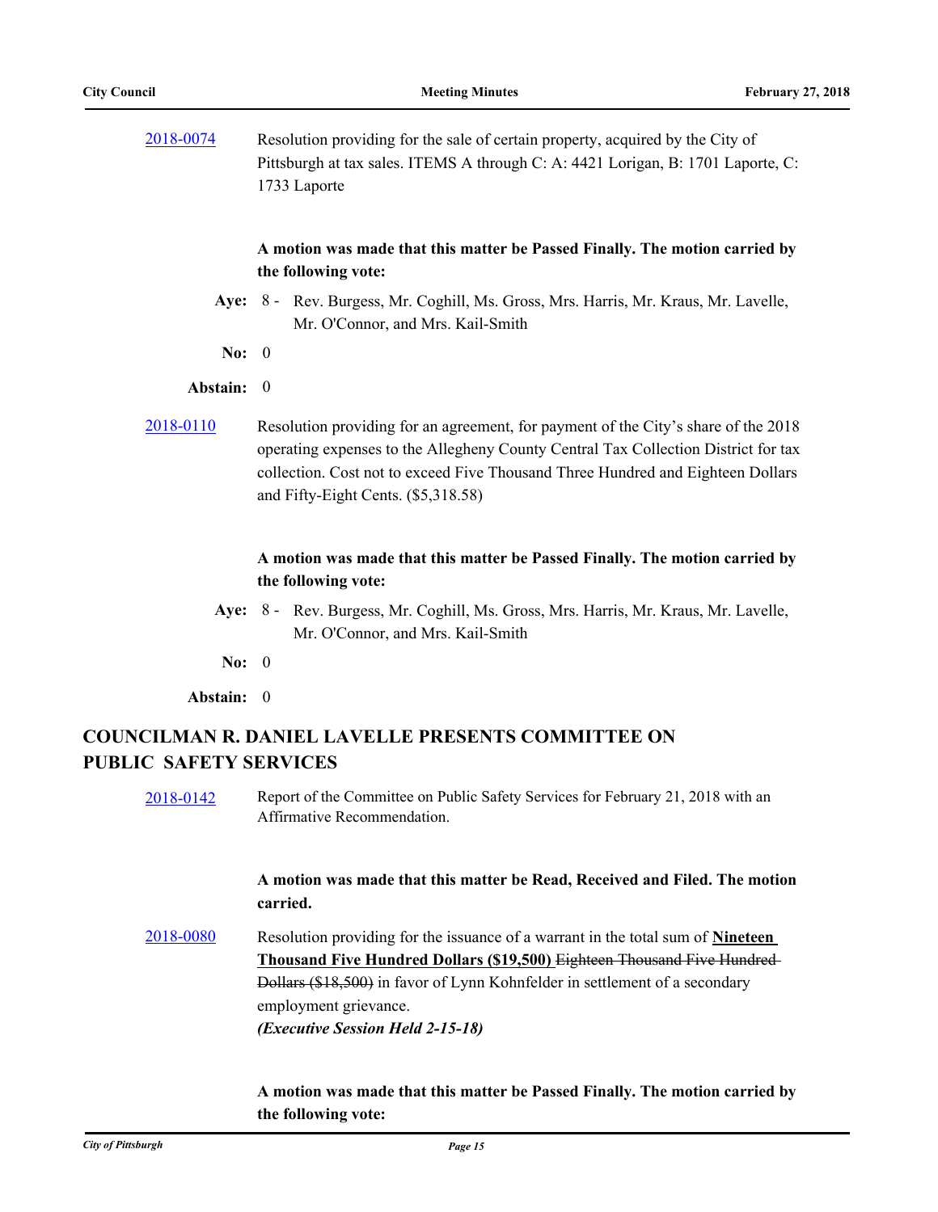2018-0074 Resolution providing for the sale of certain property, acquired by the City of Pittsburgh at tax sales. ITEMS A through C: A: 4421 Lorigan, B: 1701 Laporte, C: 1733 Laporte

**A motion was made that this matter be Passed Finally. The motion carried by the following vote:**

**Aye:** 8 - Rev. Burgess, Mr. Coghill, Ms. Gross, Mrs. Harris, Mr. Kraus, Mr. Lavelle, Mr. O'Connor, and Mrs. Kail-Smith

**No:** 0

**Abstain:** 0

2018-0110 Resolution providing for an agreement, for payment of the City's share of the 2018 operating expenses to the Allegheny County Central Tax Collection District for tax collection. Cost not to exceed Five Thousand Three Hundred and Eighteen Dollars and Fifty-Eight Cents. ($5,318.58)

**A motion was made that this matter be Passed Finally. The motion carried by the following vote:**

**Aye:** 8 - Rev. Burgess, Mr. Coghill, Ms. Gross, Mrs. Harris, Mr. Kraus, Mr. Lavelle, Mr. O'Connor, and Mrs. Kail-Smith

**No:** 0

**Abstain:** 0

## COUNCILMAN R. DANIEL LAVELLE PRESENTS COMMITTEE ON PUBLIC SAFETY SERVICES

2018-0142 Report of the Committee on Public Safety Services for February 21, 2018 with an Affirmative Recommendation.

**A motion was made that this matter be Read, Received and Filed. The motion carried.**

2018-0080 Resolution providing for the issuance of a warrant in the total sum of **Nineteen Thousand Five Hundred Dollars ($19,500)** ~~Eighteen Thousand Five Hundred Dollars ($18,500)~~ in favor of Lynn Kohnfelder in settlement of a secondary employment grievance.
***(Executive Session Held 2-15-18)***

**A motion was made that this matter be Passed Finally. The motion carried by the following vote:**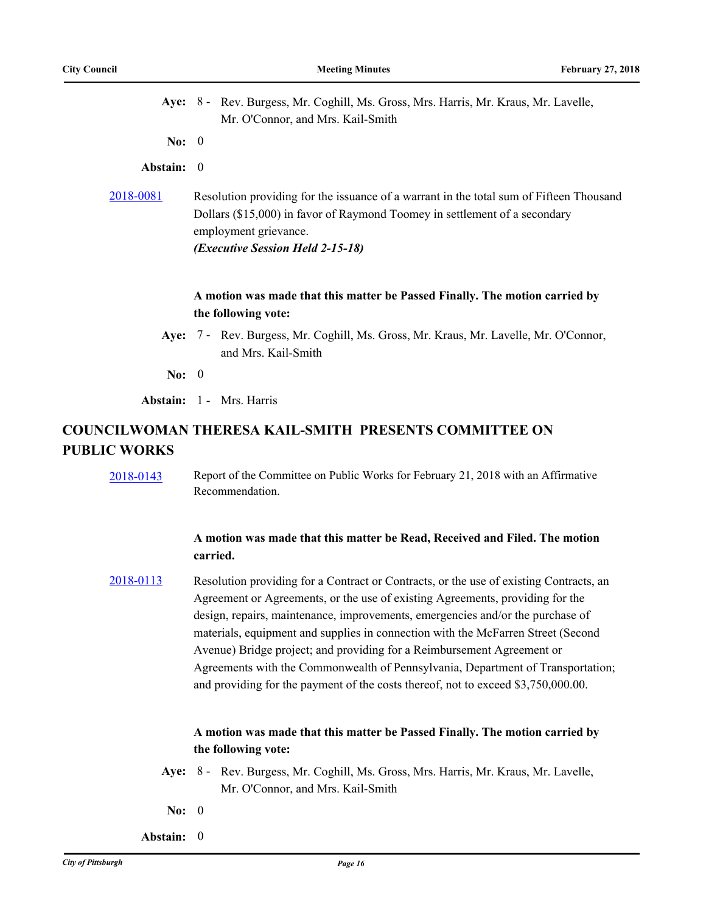**Aye:** 8 - Rev. Burgess, Mr. Coghill, Ms. Gross, Mrs. Harris, Mr. Kraus, Mr. Lavelle, Mr. O'Connor, and Mrs. Kail-Smith

**No:** 0

**Abstain:** 0

2018-0081 Resolution providing for the issuance of a warrant in the total sum of Fifteen Thousand Dollars ($15,000) in favor of Raymond Toomey in settlement of a secondary employment grievance.

***(Executive Session Held 2-15-18)***

**A motion was made that this matter be Passed Finally. The motion carried by the following vote:**

**Aye:** 7 - Rev. Burgess, Mr. Coghill, Ms. Gross, Mr. Kraus, Mr. Lavelle, Mr. O'Connor, and Mrs. Kail-Smith

**No:** 0

**Abstain:** 1 - Mrs. Harris

## COUNCILWOMAN THERESA KAIL-SMITH PRESENTS COMMITTEE ON PUBLIC WORKS

2018-0143 Report of the Committee on Public Works for February 21, 2018 with an Affirmative Recommendation.

**A motion was made that this matter be Read, Received and Filed. The motion carried.**

2018-0113 Resolution providing for a Contract or Contracts, or the use of existing Contracts, an Agreement or Agreements, or the use of existing Agreements, providing for the design, repairs, maintenance, improvements, emergencies and/or the purchase of materials, equipment and supplies in connection with the McFarren Street (Second Avenue) Bridge project; and providing for a Reimbursement Agreement or Agreements with the Commonwealth of Pennsylvania, Department of Transportation; and providing for the payment of the costs thereof, not to exceed $3,750,000.00.

**A motion was made that this matter be Passed Finally. The motion carried by the following vote:**

**Aye:** 8 - Rev. Burgess, Mr. Coghill, Ms. Gross, Mrs. Harris, Mr. Kraus, Mr. Lavelle, Mr. O'Connor, and Mrs. Kail-Smith

**No:** 0

**Abstain:** 0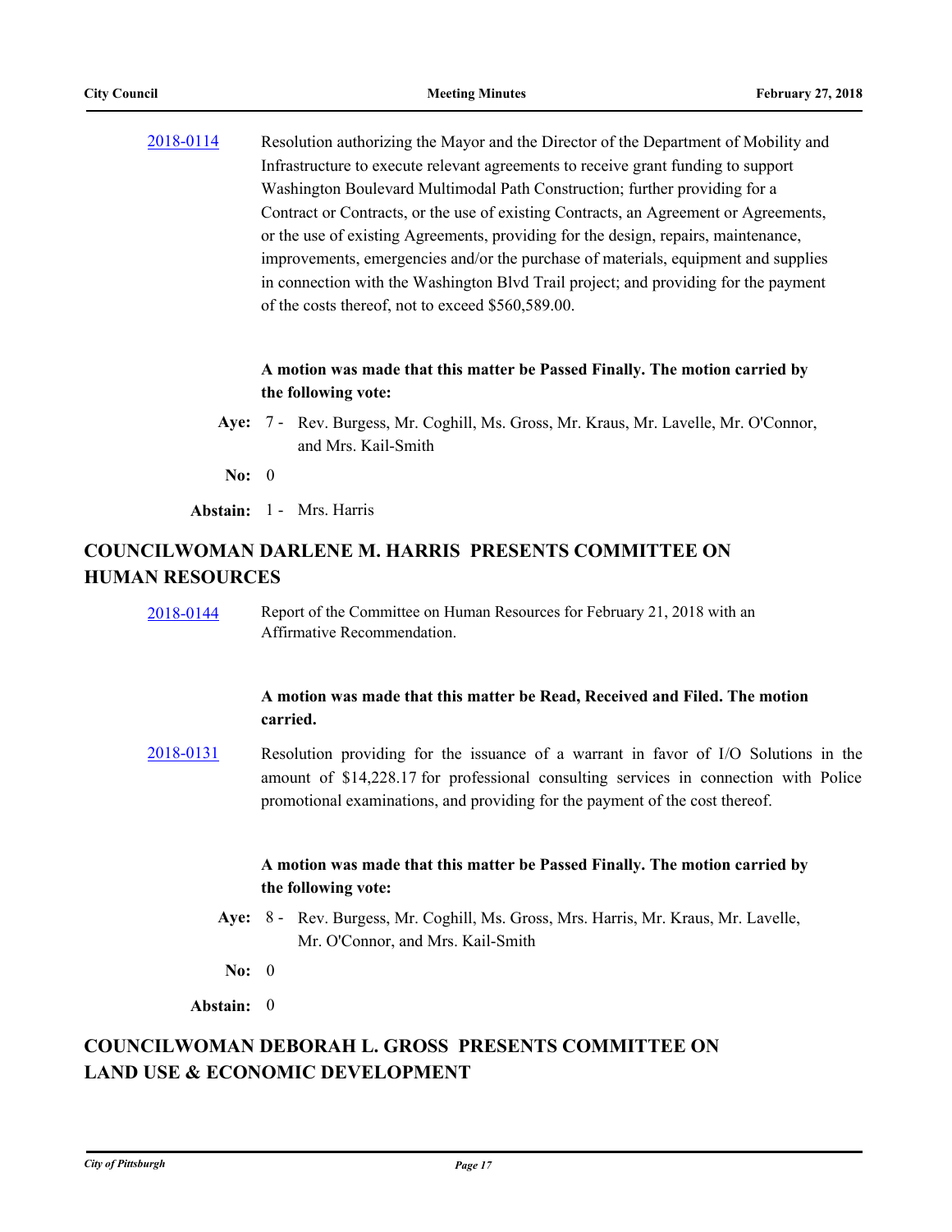2018-0114 Resolution authorizing the Mayor and the Director of the Department of Mobility and Infrastructure to execute relevant agreements to receive grant funding to support Washington Boulevard Multimodal Path Construction; further providing for a Contract or Contracts, or the use of existing Contracts, an Agreement or Agreements, or the use of existing Agreements, providing for the design, repairs, maintenance, improvements, emergencies and/or the purchase of materials, equipment and supplies in connection with the Washington Blvd Trail project; and providing for the payment of the costs thereof, not to exceed $560,589.00.

**A motion was made that this matter be Passed Finally. The motion carried by the following vote:**

**Aye:** 7 - Rev. Burgess, Mr. Coghill, Ms. Gross, Mr. Kraus, Mr. Lavelle, Mr. O'Connor, and Mrs. Kail-Smith

**No:** 0

**Abstain:** 1 - Mrs. Harris

## COUNCILWOMAN DARLENE M. HARRIS PRESENTS COMMITTEE ON HUMAN RESOURCES

2018-0144 Report of the Committee on Human Resources for February 21, 2018 with an Affirmative Recommendation.

**A motion was made that this matter be Read, Received and Filed. The motion carried.**

2018-0131 Resolution providing for the issuance of a warrant in favor of I/O Solutions in the amount of $14,228.17 for professional consulting services in connection with Police promotional examinations, and providing for the payment of the cost thereof.

**A motion was made that this matter be Passed Finally. The motion carried by the following vote:**

**Aye:** 8 - Rev. Burgess, Mr. Coghill, Ms. Gross, Mrs. Harris, Mr. Kraus, Mr. Lavelle, Mr. O'Connor, and Mrs. Kail-Smith

**No:** 0

**Abstain:** 0

## COUNCILWOMAN DEBORAH L. GROSS PRESENTS COMMITTEE ON LAND USE & ECONOMIC DEVELOPMENT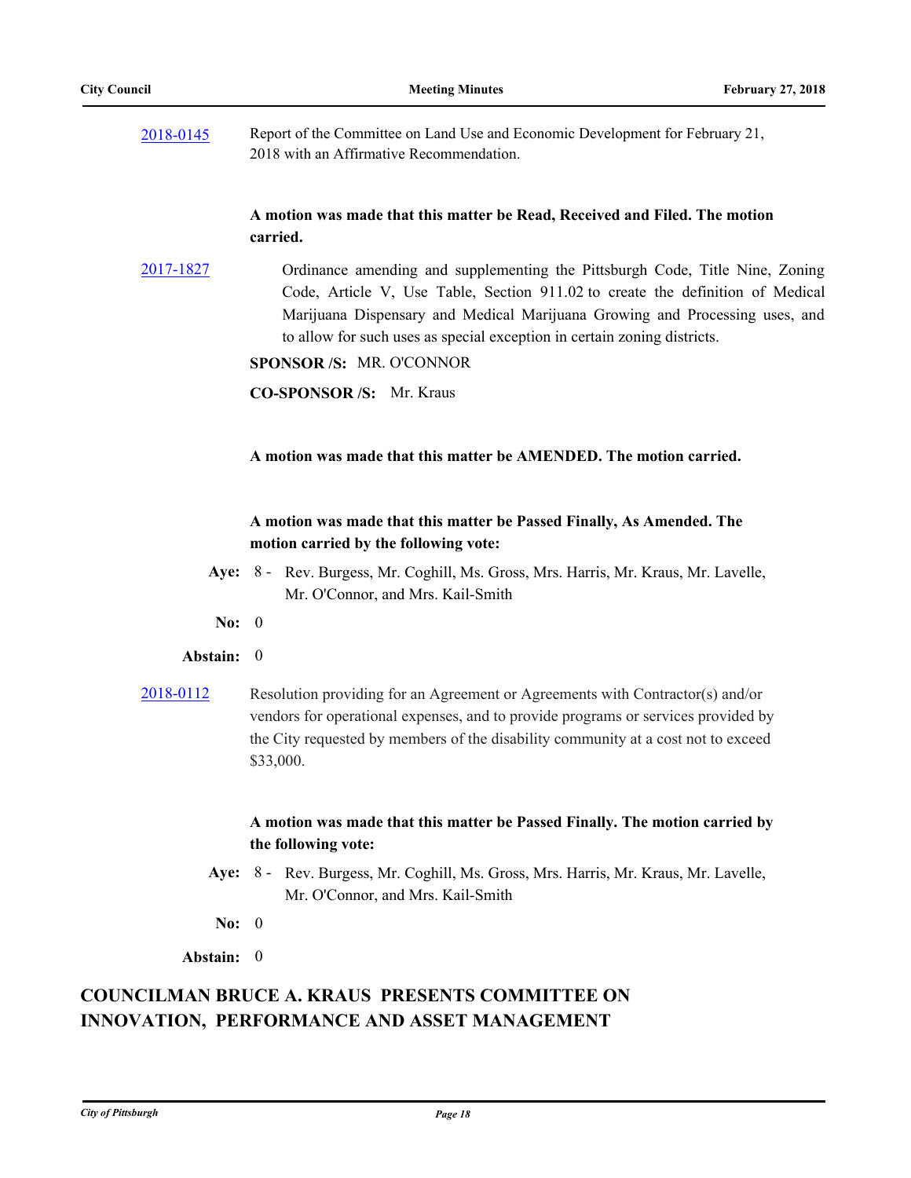[2018-0145](#) Report of the Committee on Land Use and Economic Development for February 21, 2018 with an Affirmative Recommendation.

**A motion was made that this matter be Read, Received and Filed. The motion carried.**

[2017-1827](#) Ordinance amending and supplementing the Pittsburgh Code, Title Nine, Zoning Code, Article V, Use Table, Section 911.02 to create the definition of Medical Marijuana Dispensary and Medical Marijuana Growing and Processing uses, and to allow for such uses as special exception in certain zoning districts.

**SPONSOR /S:** MR. O'CONNOR

**CO-SPONSOR /S:** Mr. Kraus

**A motion was made that this matter be AMENDED. The motion carried.**

**A motion was made that this matter be Passed Finally, As Amended. The motion carried by the following vote:**

**Aye:** 8 - Rev. Burgess, Mr. Coghill, Ms. Gross, Mrs. Harris, Mr. Kraus, Mr. Lavelle, Mr. O'Connor, and Mrs. Kail-Smith

**No:** 0

**Abstain:** 0

[2018-0112](#) Resolution providing for an Agreement or Agreements with Contractor(s) and/or vendors for operational expenses, and to provide programs or services provided by the City requested by members of the disability community at a cost not to exceed $33,000.

**A motion was made that this matter be Passed Finally. The motion carried by the following vote:**

**Aye:** 8 - Rev. Burgess, Mr. Coghill, Ms. Gross, Mrs. Harris, Mr. Kraus, Mr. Lavelle, Mr. O'Connor, and Mrs. Kail-Smith

**No:** 0

**Abstain:** 0

## COUNCILMAN BRUCE A. KRAUS PRESENTS COMMITTEE ON INNOVATION, PERFORMANCE AND ASSET MANAGEMENT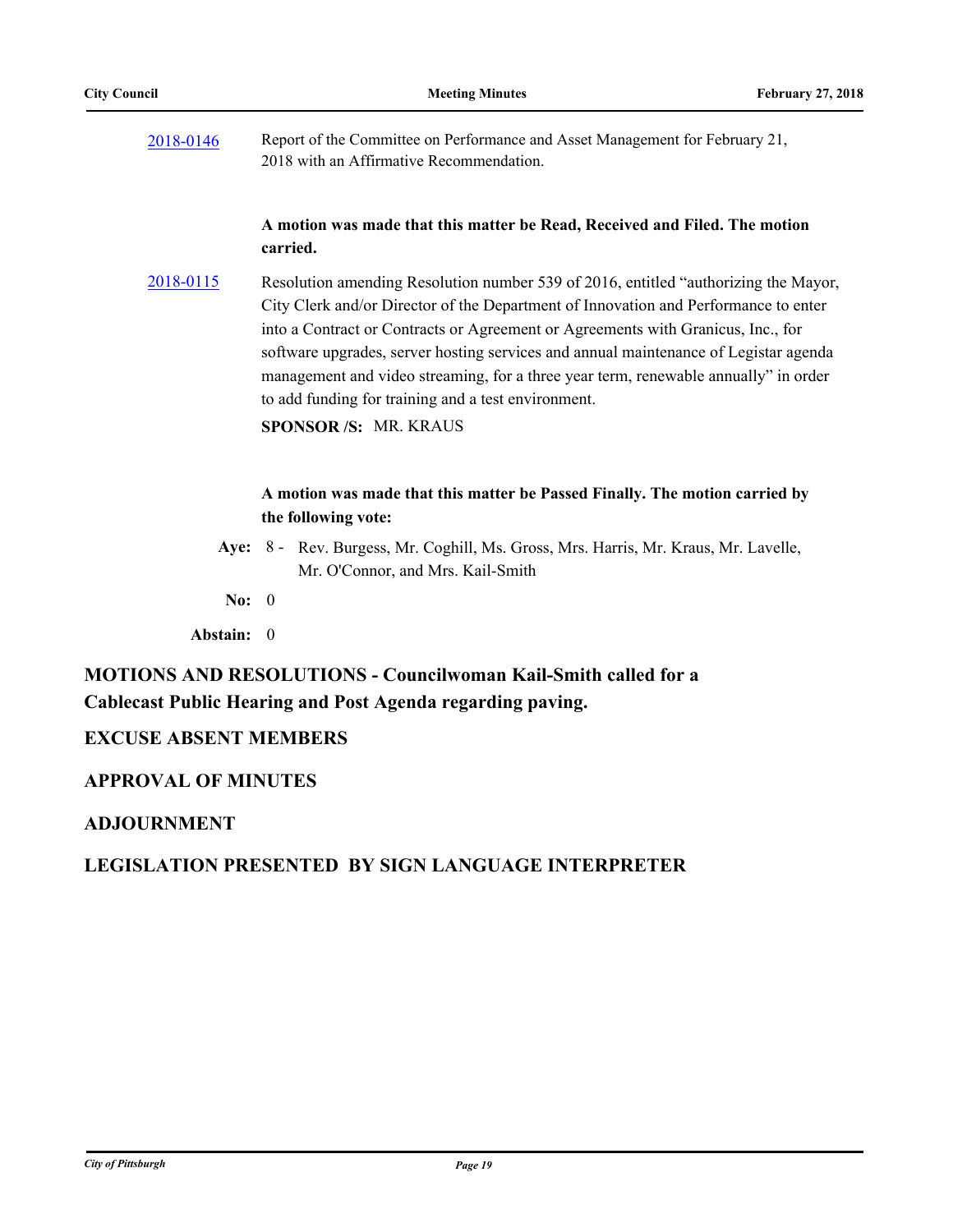2018-0146 Report of the Committee on Performance and Asset Management for February 21, 2018 with an Affirmative Recommendation.

**A motion was made that this matter be Read, Received and Filed. The motion carried.**

2018-0115 Resolution amending Resolution number 539 of 2016, entitled "authorizing the Mayor, City Clerk and/or Director of the Department of Innovation and Performance to enter into a Contract or Contracts or Agreement or Agreements with Granicus, Inc., for software upgrades, server hosting services and annual maintenance of Legistar agenda management and video streaming, for a three year term, renewable annually" in order to add funding for training and a test environment.

**SPONSOR /S:** MR. KRAUS

**A motion was made that this matter be Passed Finally. The motion carried by the following vote:**

**Aye:** 8 - Rev. Burgess, Mr. Coghill, Ms. Gross, Mrs. Harris, Mr. Kraus, Mr. Lavelle, Mr. O'Connor, and Mrs. Kail-Smith

**No:** 0

**Abstain:** 0

## MOTIONS AND RESOLUTIONS - Councilwoman Kail-Smith called for a Cablecast Public Hearing and Post Agenda regarding paving.

## EXCUSE ABSENT MEMBERS

## APPROVAL OF MINUTES

## ADJOURNMENT

## LEGISLATION PRESENTED BY SIGN LANGUAGE INTERPRETER